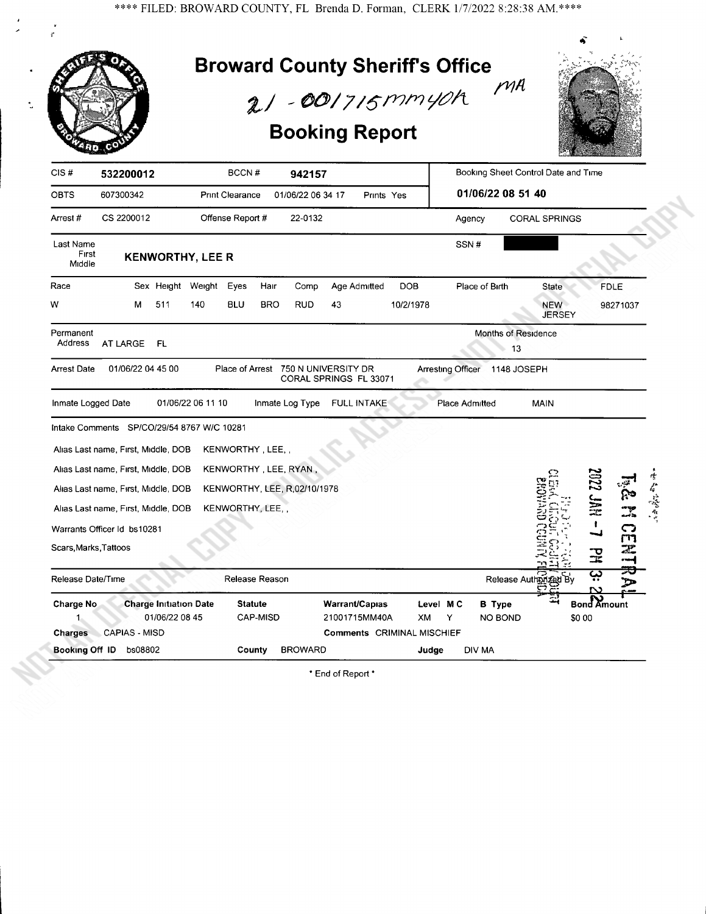**** FILED: BROWARD COUNTY, FL Brenda D. Forman, CLERK 1/7/2022 8:28:38 AM.****

# Broward County Sheriff's Office

21-001715MM40A MA

## Booking Report

| CIS # | 532200012 | BCCN # | 942157 | | Booking Sheet Control Date and Time |
|---|---|---|---|---|---|
| OBTS | 607300342 | Print Clearance | 01/06/22 06 34 17 | Prints Yes | 01/06/22 08 51 40 |
| Arrest # | CS 2200012 | Offense Report # | 22-0132 | | Agency CORAL SPRINGS |

Last Name / First / Middle: **KENWORTHY, LEE R**

SSN #: [REDACTED]

| Race | Sex | Height | Weight | Eyes | Hair | Comp | Age Admitted | DOB | Place of Birth | State | FDLE |
|---|---|---|---|---|---|---|---|---|---|---|---|
| W | M | 511 | 140 | BLU | BRO | RUD | 43 | 10/2/1978 | | NEW JERSEY | 98271037 |

Permanent Address: AT LARGE FL

Months of Residence: 13

Arrest Date: 01/06/22 04 45 00 &nbsp; Place of Arrest: 750 N UNIVERSITY DR CORAL SPRINGS FL 33071 &nbsp; Arresting Officer: 1148 JOSEPH

Inmate Logged Date: 01/06/22 06 11 10 &nbsp; Inmate Log Type: FULL INTAKE &nbsp; Place Admitted: MAIN

Intake Comments: SP/CO/29/54 8767 W/C 10281

Alias Last name, First, Middle, DOB: KENWORTHY , LEE, ,

Alias Last name, First, Middle, DOB: KENWORTHY , LEE, RYAN ,

Alias Last name, First, Middle, DOB: KENWORTHY, LEE, R,02/10/1978

Alias Last name, First, Middle, DOB: KENWORTHY, LEE, ,

Warrants Officer Id: bs10281

Scars,Marks,Tattoos:

Release Date/Time: &nbsp; Release Reason: &nbsp; Release Authorized By:

| Charge No | Charge Initiation Date | Statute | Warrant/Capias | Level | M C | B Type | Bond Amount |
|---|---|---|---|---|---|---|---|
| 1 | 01/06/22 08 45 | CAP-MISD | 21001715MM40A | XM | Y | NO BOND | $0 00 |

Charges: CAPIAS - MISD &nbsp; Comments: CRIMINAL MISCHIEF

Booking Off ID: bs08802 &nbsp; County: BROWARD &nbsp; Judge: DIV MA

* End of Report *

2022 JAN -7 PM 3:22

T&M CENTRAL

FILED FOR RECORD CLERK CIRCUIT COURT BROWARD COUNTY, FLORIDA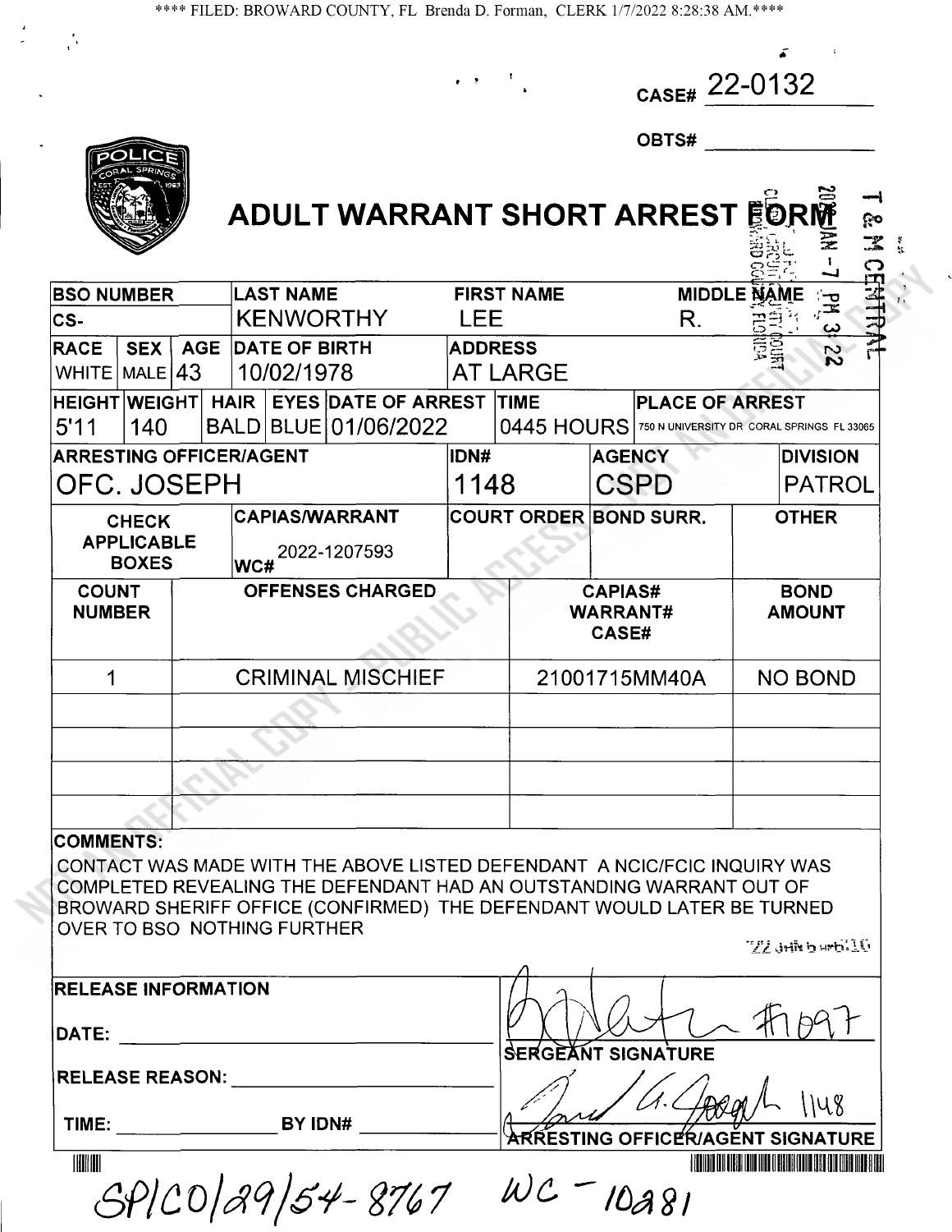**** FILED: BROWARD COUNTY, FL Brenda D. Forman, CLERK 1/7/2022 8:28:38 AM.****

CASE# 22-0132

OBTS# ______________

# ADULT WARRANT SHORT ARREST FORM

2022 JAN -7 PM 3:22

T & M CENTRAL

| BSO NUMBER | | | LAST NAME | | FIRST NAME | | MIDDLE NAME |
|---|---|---|---|---|---|---|---|
| CS- | | | KENWORTHY | | LEE | | R. |
| RACE | SEX | AGE | DATE OF BIRTH | | ADDRESS | | |
| WHITE | MALE | 43 | 10/02/1978 | | AT LARGE | | |

| HEIGHT | WEIGHT | HAIR | EYES | DATE OF ARREST | TIME | PLACE OF ARREST |
|---|---|---|---|---|---|---|
| 5'11 | 140 | BALD | BLUE | 01/06/2022 | 0445 HOURS | 750 N UNIVERSITY DR CORAL SPRINGS FL 33065 |

| ARRESTING OFFICER/AGENT | IDN# | AGENCY | DIVISION |
|---|---|---|---|
| OFC. JOSEPH | 1148 | CSPD | PATROL |

| CHECK APPLICABLE BOXES | CAPIAS/WARRANT | COURT ORDER | BOND SURR. | OTHER |
|---|---|---|---|---|
| | WC# 2022-1207593 | | | |

| COUNT NUMBER | OFFENSES CHARGED | CAPIAS# WARRANT# CASE# | BOND AMOUNT |
|---|---|---|---|
| 1 | CRIMINAL MISCHIEF | 21001715MM40A | NO BOND |
| | | | |
| | | | |
| | | | |
| | | | |

**COMMENTS:**

CONTACT WAS MADE WITH THE ABOVE LISTED DEFENDANT A NCIC/FCIC INQUIRY WAS COMPLETED REVEALING THE DEFENDANT HAD AN OUTSTANDING WARRANT OUT OF BROWARD SHERIFF OFFICE (CONFIRMED) THE DEFENDANT WOULD LATER BE TURNED OVER TO BSO NOTHING FURTHER

'22 JAN 6 AM 6:10

**RELEASE INFORMATION**

DATE: ______________

RELEASE REASON: ______________

TIME: ______________ BY IDN# ______________

[Signature] #1097
SERGEANT SIGNATURE

[Signature] 1148
ARRESTING OFFICER/AGENT SIGNATURE

SP/CO/29/54-8767 WC - 10281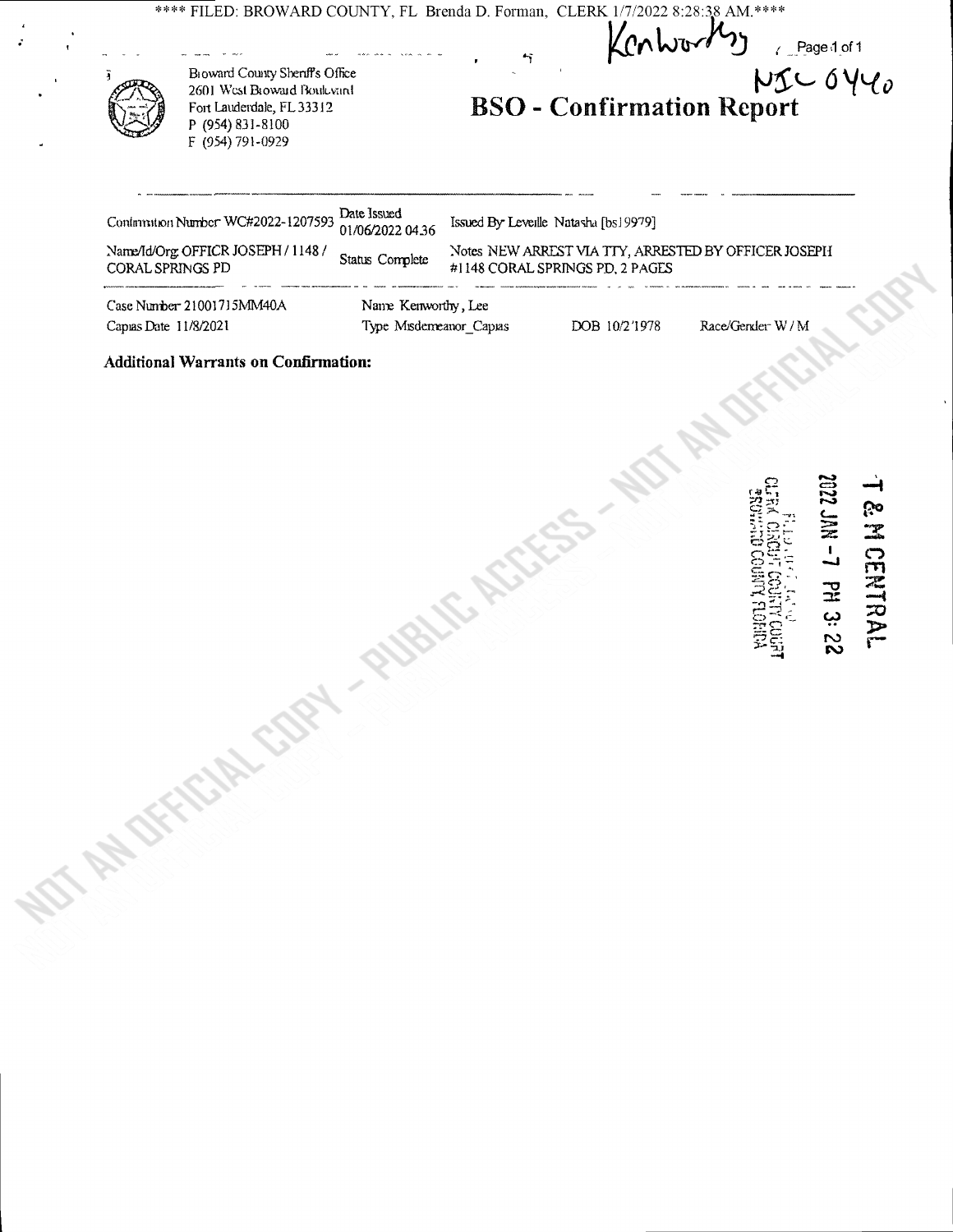**** FILED: BROWARD COUNTY, FL Brenda D. Forman, CLERK 1/7/2022 8:28:38 AM.****

Kenworthy

NJC 0440

Broward County Sheriff's Office
2601 West Broward Boulevard
Fort Lauderdale, FL 33312
P (954) 831-8100
F (954) 791-0929

# BSO - Confirmation Report

| | | |
|---|---|---|
| Confirmation Number WC#2022-1207593 | Date Issued 01/06/2022 04:36 | Issued By Leveille Natasha [bs19979] |
| Name/Id/Org OFFICR JOSEPH / 1148 / CORAL SPRINGS PD | Status Complete | Notes NEW ARREST VIA TTY, ARRESTED BY OFFICER JOSEPH #1148 CORAL SPRINGS PD, 2 PAGES |

| | | | |
|---|---|---|---|
| Case Number 21001715MM40A | Name Kenworthy, Lee | | |
| Capias Date 11/8/2021 | Type Misdemeanor_Capias | DOB 10/2/1978 | Race/Gender W / M |

**Additional Warrants on Confirmation:**

T & M CENTRAL
2022 JAN -7 PM 3:22
FILED FOR RECORD
CLERK CIRCUIT COUNTY COURT
BROWARD COUNTY, FLORIDA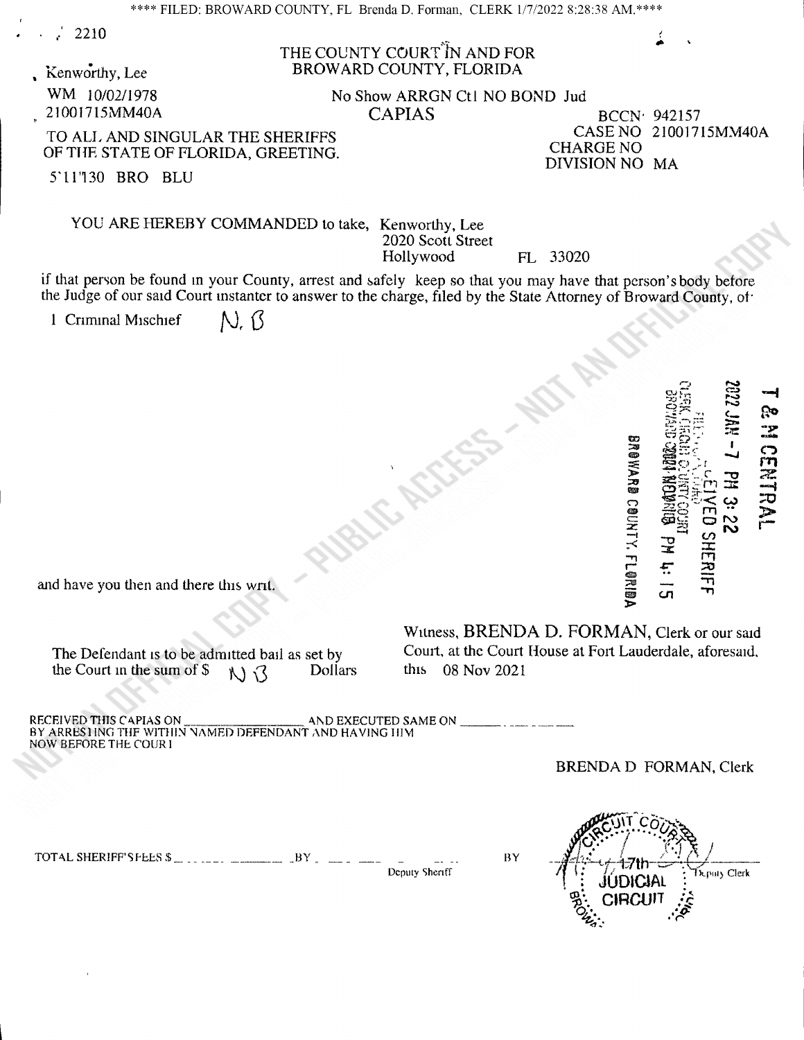**** FILED: BROWARD COUNTY, FL Brenda D. Forman, CLERK 1/7/2022 8:28:38 AM.****

2210

Kenworthy, Lee

WM 10/02/1978

21001715MM40A

THE COUNTY COURT IN AND FOR
BROWARD COUNTY, FLORIDA

No Show ARRGN Ct1 NO BOND Jud

# CAPIAS

BCCN 942157
CASE NO 21001715MM40A
CHARGE NO
DIVISION NO MA

TO ALL AND SINGULAR THE SHERIFFS OF THE STATE OF FLORIDA, GREETING.

5'11"130 BRO BLU

YOU ARE HEREBY COMMANDED to take, Kenworthy, Lee
2020 Scott Street
Hollywood FL 33020

if that person be found in your County, arrest and safely keep so that you may have that person's body before the Judge of our said Court instanter to answer to the charge, filed by the State Attorney of Broward County, of:

1 Criminal Mischief N. B

T & M CENTRAL
2022 JAN -7 PM 3:22
RECEIVED SHERIFF
FILED FOR RECORD
CLERK CIRCUIT COUNTY COURT
BROWARD 2021 NOV PM 4:15
BROWARD COUNTY, FLORIDA

and have you then and there this writ.

The Defendant is to be admitted bail as set by the Court in the sum of $ N B Dollars

Witness, BRENDA D. FORMAN, Clerk or our said Court, at the Court House at Fort Lauderdale, aforesaid, this 08 Nov 2021

RECEIVED THIS CAPIAS ON ______ AND EXECUTED SAME ON ______
BY ARRESTING THE WITHIN NAMED DEFENDANT AND HAVING HIM NOW BEFORE THE COURT

BRENDA D FORMAN, Clerk

TOTAL SHERIFF'S FEES $ ______ BY ______ Deputy Sheriff

BY ______ Deputy Clerk

CIRCUIT COURT 17th JUDICIAL CIRCUIT BROWARD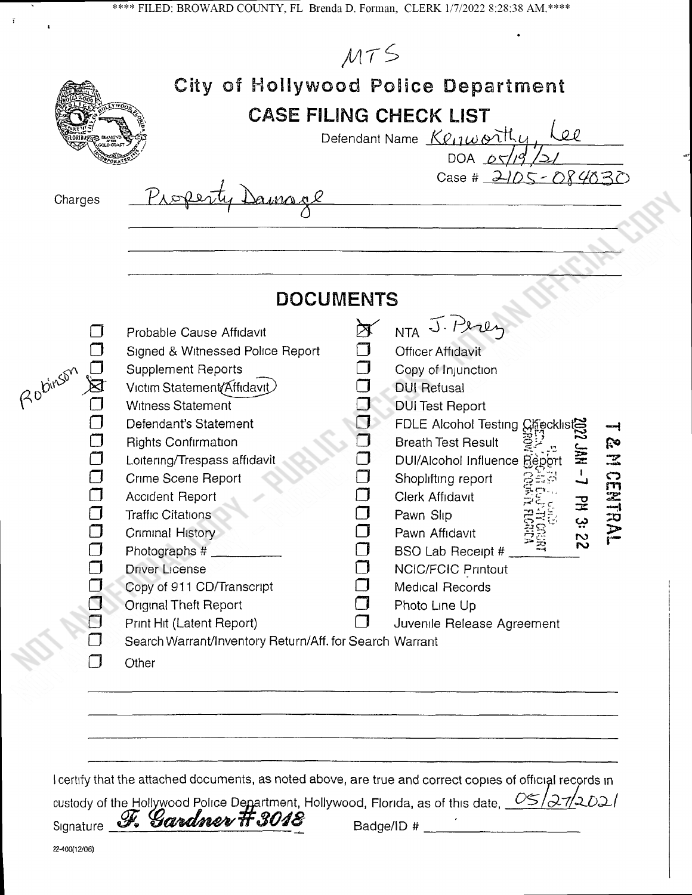**** FILED: BROWARD COUNTY, FL Brenda D. Forman, CLERK 1/7/2022 8:28:38 AM.****

MTS

# City of Hollywood Police Department

## CASE FILING CHECK LIST

Defendant Name Kenworthy, Lee

DOA 05/19/21

Case # 2105-084030

Charges Property Damage

## DOCUMENTS

| | | | |
|---|---|---|---|
| ☐ | Probable Cause Affidavit | ☒ | NTA J. Perez |
| ☐ | Signed & Witnessed Police Report | ☐ | Officer Affidavit |
| ☐ | Supplement Reports | ☐ | Copy of Injunction |
| ☒ | Victim Statement/Affidavit (Robinson) | ☐ | DUI Refusal |
| ☐ | Witness Statement | ☐ | DUI Test Report |
| ☐ | Defendant's Statement | ☐ | FDLE Alcohol Testing Checklist |
| ☐ | Rights Confirmation | ☐ | Breath Test Result |
| ☐ | Loitering/Trespass affidavit | ☐ | DUI/Alcohol Influence Report |
| ☐ | Crime Scene Report | ☐ | Shoplifting report |
| ☐ | Accident Report | ☐ | Clerk Affidavit |
| ☐ | Traffic Citations | ☐ | Pawn Slip |
| ☐ | Criminal History | ☐ | Pawn Affidavit |
| ☐ | Photographs # ______ | ☐ | BSO Lab Receipt # ______ |
| ☐ | Driver License | ☐ | NCIC/FCIC Printout |
| ☐ | Copy of 911 CD/Transcript | ☐ | Medical Records |
| ☐ | Original Theft Report | ☐ | Photo Line Up |
| ☐ | Print Hit (Latent Report) | ☐ | Juvenile Release Agreement |
| ☐ | Search Warrant/Inventory Return/Aff. for Search Warrant | | |
| ☐ | Other | | |

2022 JAN -7 PM 3:22 — T & M CENTRAL — BROWARD COUNTY FLORIDA

I certify that the attached documents, as noted above, are true and correct copies of official records in custody of the Hollywood Police Department, Hollywood, Florida, as of this date, 05/27/2021

Signature F. Gardner #3018 Badge/ID # ______

22-400(12/06)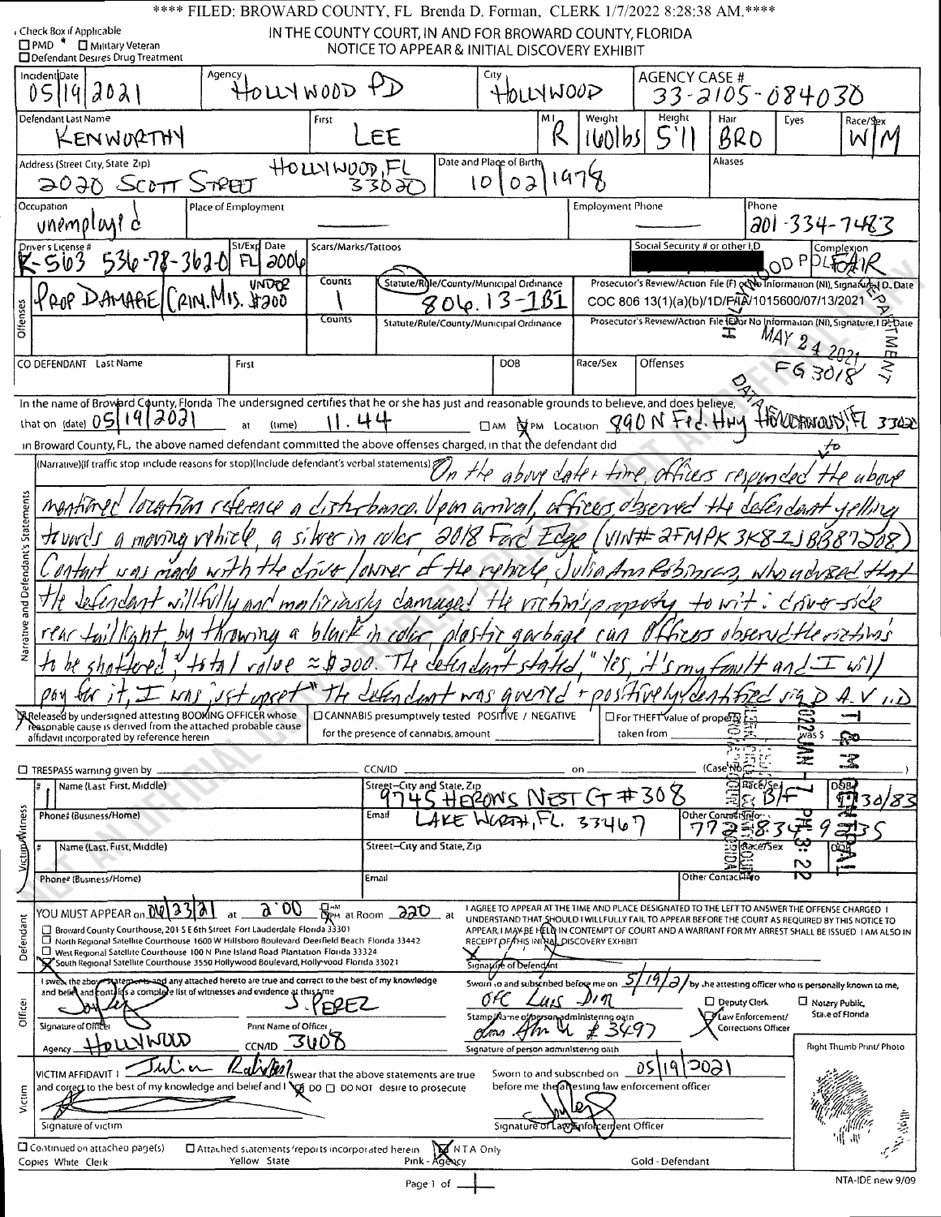**** FILED: BROWARD COUNTY, FL Brenda D. Forman, CLERK 1/7/2022 8:28:38 AM.****

Check Box if Applicable
☐ PMD ☐ Military Veteran
☐ Defendant Desires Drug Treatment

# IN THE COUNTY COURT, IN AND FOR BROWARD COUNTY, FLORIDA
## NOTICE TO APPEAR & INITIAL DISCOVERY EXHIBIT

| Incident Date | Agency | City | AGENCY CASE # |
|---|---|---|---|
| 05/19/2021 | HOLLYWOOD PD | HOLLYWOOD | 33-2105-084030 |

| Defendant Last Name | First | MI | Weight | Height | Hair | Eyes | Race/Sex |
|---|---|---|---|---|---|---|---|
| KENWORTHY | LEE | R | 160lbs | 5'11 | BRO | | W/M |

| Address (Street City, State Zip) | Date and Place of Birth | Aliases |
|---|---|---|
| 2020 SCOTT STREET HOLLYWOOD, FL 33020 | 10/02/1978 | |

| Occupation | Place of Employment | Employment Phone | Phone |
|---|---|---|---|
| unemployed | | | 201-334-7483 |

| Driver's License # | St/Exp Date | Scars/Marks/Tattoos | Social Security # or other I.D. | Complexion |
|---|---|---|---|---|
| K-563 536-78-362-0 | FL 2006 | | [REDACTED] | FAIR |

**Offenses**

| Offense | Counts | Statute/Rule/County/Municipal Ordinance | Prosecutor's Review/Action File (F) or No Information (NI), Signature, I.D. Date |
|---|---|---|---|
| PROP DAMAGE/CRIM. MIS. UNDER $200 | 1 | 806.13-1B1 | COC 806 13(1)(a)(b)/1D/F/A/1015600/07/13/2021 |
| | | | |

HOLLYWOOD POLICE DEPARTMENT MAY 24 2021 DATA FG 3018

| CO DEFENDANT Last Name | First | DOB | Race/Sex | Offenses |
|---|---|---|---|---|
| | | | | |

In the name of Broward County, Florida The undersigned certifies that he or she has just and reasonable grounds to believe, and does believe, that on (date) 05/19/2021 at (time) 11.44 ☐ AM ☒ PM Location 890 N Fed. Hwy HOLLYWOOD, FL 33020 in Broward County, FL, the above named defendant committed the above offenses charged, in that the defendant did

**Narrative and Defendant's Statements**

(Narrative)(If traffic stop include reasons for stop)(Include defendant's verbal statements) On the above date + time, officers responded to the above mentioned location reference a disturbance. Upon arrival, officers observed the defendant yelling towards a moving vehicle, a silver in color 2018 Ford Edge (VIN# 2FMPK3K82JB387208). Contact was made with the driver/owner of the vehicle Julia Ann Robinson, who advised that the defendant willfully and maliciously damaged the victim's property to wit: driver side rear taillight by throwing a black in color plastic garbage can. Officers observed the victim's to be shattered, total value ≈ $200. The defendant stated, "Yes, it's my fault and I will pay for it, I was just upset". The defendant was queried + positively identified via D.A.V.I.D

☒ Released by undersigned attesting BOOKING OFFICER whose reasonable cause is derived from the attached probable cause affidavit incorporated by reference herein

☐ CANNABIS presumptively tested POSITIVE / NEGATIVE for the presence of cannabis, amount ______

☐ For THEFT value of property taken from ______ was $ ______

☐ TRESPASS warning given by ______ CCN/ID ______ on ______ (Case No. ______)

**Victim/Witness**

| # | Name (Last, First, Middle) | Street—City and State, Zip | Race/Sex | DOB |
|---|---|---|---|---|
| | | 9745 HERONS NEST CT #308 LAKE WORTH, FL. 33467 | B/F | 9/30/83 |
| | Phone# (Business/Home) | Email | Other Contact Info | |
| | | | 772-834-9835 | |
| # | Name (Last, First, Middle) | Street—City and State, Zip | Race/Sex | DOB |
| | | | | |
| | Phone# (Business/Home) | Email | Other Contact Info | |
| | | | | |

**Defendant**

YOU MUST APPEAR on 06/23/21 at 2:00 ☒ PM at Room 220 at

☐ Broward County Courthouse, 201 S E 6th Street Fort Lauderdale Florida 33301
☐ North Regional Satellite Courthouse 1600 W Hillsboro Boulevard Deerfield Beach Florida 33442
☐ West Regional Satellite Courthouse 100 N Pine Island Road Plantation Florida 33324
☒ South Regional Satellite Courthouse 3550 Hollywood Boulevard, Hollywood Florida 33021

I AGREE TO APPEAR AT THE TIME AND PLACE DESIGNATED TO THE LEFT TO ANSWER THE OFFENSE CHARGED I UNDERSTAND THAT SHOULD I WILLFULLY FAIL TO APPEAR BEFORE THE COURT AS REQUIRED BY THIS NOTICE TO APPEAR, I MAY BE HELD IN CONTEMPT OF COURT AND A WARRANT FOR MY ARREST SHALL BE ISSUED I AM ALSO IN RECEIPT OF THIS INITIAL DISCOVERY EXHIBIT

Signature of Defendant

**Officer**

I swear the above statements and any attached hereto are true and correct to the best of my knowledge and belief and contains a complete list of witnesses and evidence at this time

Signature of Officer [signature] Print Name of Officer J. PEREZ

Agency HOLLYWOOD CCN/ID 3608

Sworn to and subscribed before me on 5/19/21 by the attesting officer who is personally known to me,

OFC Luis Dim
Stamp/Name of person administering oath # 3497
Signature of person administering oath

☐ Deputy Clerk ☒ Law Enforcement/Corrections Officer ☐ Notary Public, State of Florida

Right Thumb Print/Photo

**Victim**

VICTIM AFFIDAVIT I Julia Robinson swear that the above statements are true and correct to the best of my knowledge and belief and I ☒ DO ☐ DO NOT desire to prosecute

Signature of victim

Sworn to and subscribed on 05/19/2021 before me the attesting law enforcement officer

Signature of Law Enforcement Officer

☐ Continued on attached page(s) ☐ Attached statements/reports incorporated herein ☒ NTA Only

Copies White Clerk Yellow State Pink - Agency Gold - Defendant

NTA-IDE new 9/09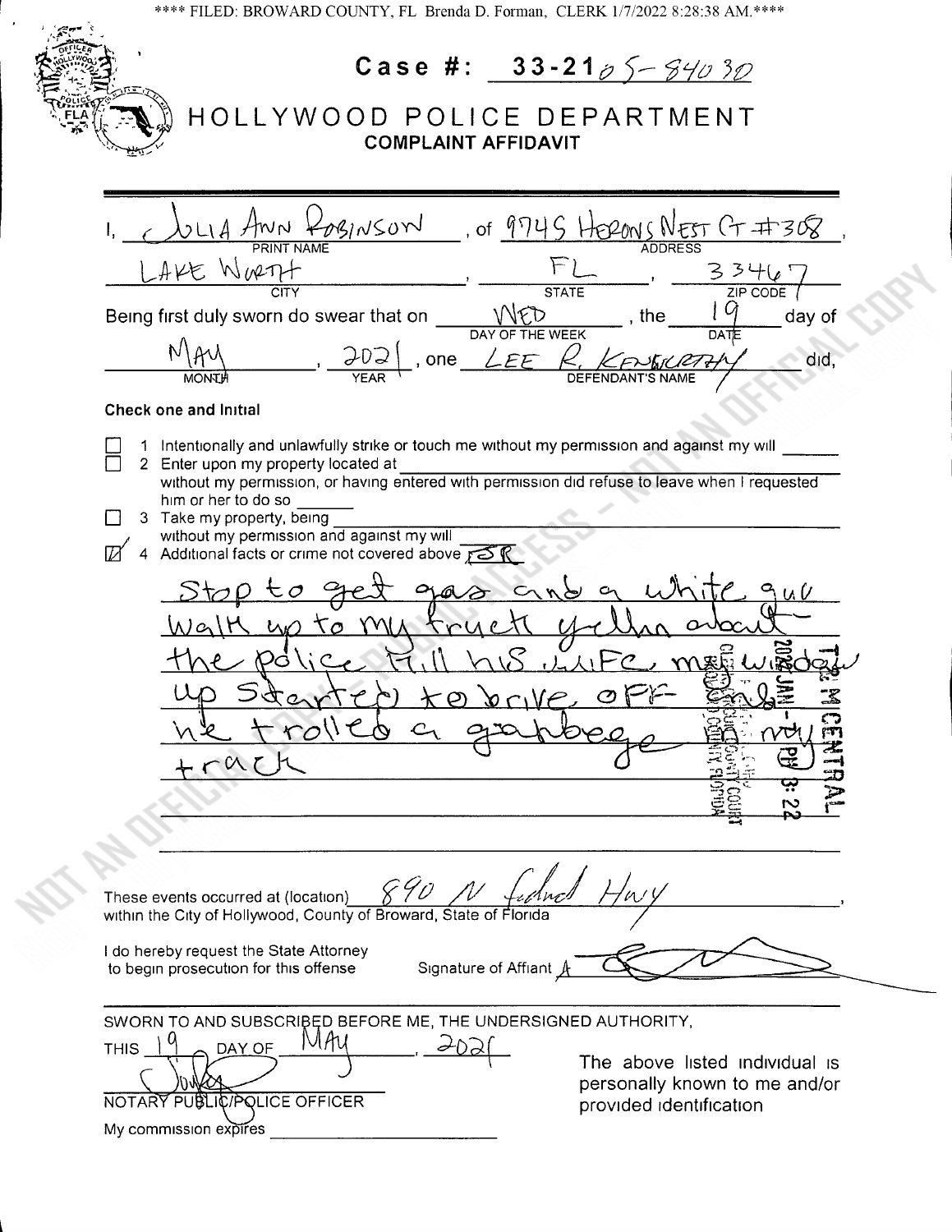**** FILED: BROWARD COUNTY, FL Brenda D. Forman, CLERK 1/7/2022 8:28:38 AM.****

# Case #: 33-2105-84030

## HOLLYWOOD POLICE DEPARTMENT

### COMPLAINT AFFIDAVIT

I, Julia Ann Robinson (PRINT NAME), of 9745 Herons Nest Ct #308 (ADDRESS), Lake Worth (CITY), FL (STATE), 33467 (ZIP CODE)

Being first duly sworn do swear that on Wed (DAY OF THE WEEK), the 19 (DATE) day of May (MONTH), 2021 (YEAR), one Lee R. Kenworthy (DEFENDANT'S NAME) did,

**Check one and Initial**

- ☐ 1 Intentionally and unlawfully strike or touch me without my permission and against my will ______
- ☐ 2 Enter upon my property located at ______ without my permission, or having entered with permission did refuse to leave when I requested him or her to do so ______
- ☐ 3 Take my property, being ______ without my permission and against my will ______
- ☑ 4 Additional facts or crime not covered above JAR

Stop to get gas and a white guy walk up to my truck yelling about the police. Till his wife, my window up started to drive off and he trolled a garbage in my truck

These events occurred at (location) 890 N Federal Hwy, within the City of Hollywood, County of Broward, State of Florida

I do hereby request the State Attorney to begin prosecution for this offense

Signature of Affiant [signature]

SWORN TO AND SUBSCRIBED BEFORE ME, THE UNDERSIGNED AUTHORITY,

THIS 19 DAY OF May, 2021

[signature]

NOTARY PUBLIC/POLICE OFFICER

My commission expires ______

The above listed individual is personally known to me and/or provided identification

2022 JAN -7 PM 3:22 CENTRAL — CLERK OF COUNTY COURT BROWARD COUNTY, FLORIDA